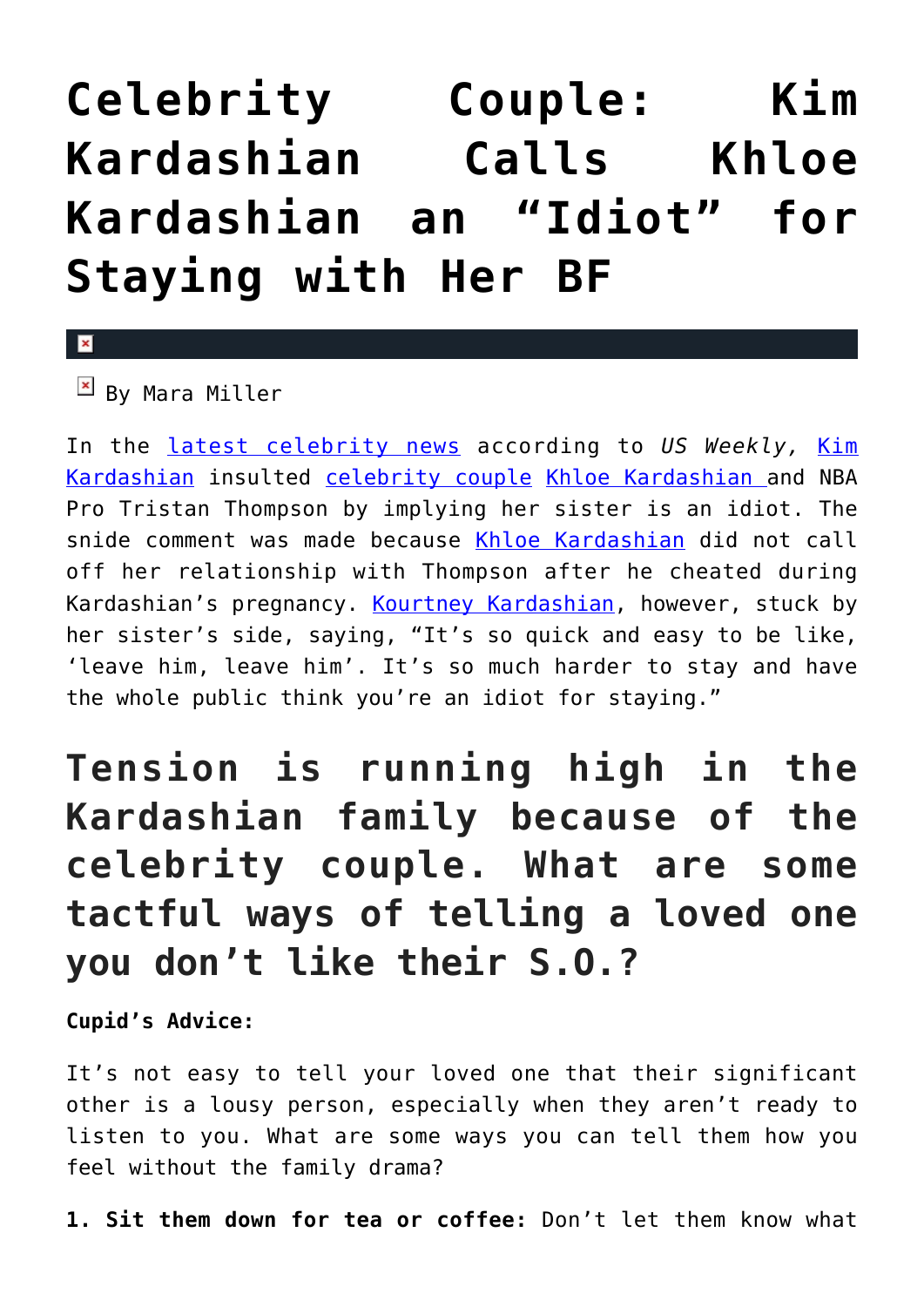# Celebrity Couple: Kim Kardashian Calls Khloe Kardashian an "Idiot" for Staying with Her BF

By Mara Miller

In the latest celebrity news according to *US Weekly,* Kim Kardashian insulted celebrity couple Khloe Kardashian and NBA Pro Tristan Thompson by implying her sister is an idiot. The snide comment was made because Khloe Kardashian did not call off her relationship with Thompson after he cheated during Kardashian's pregnancy. Kourtney Kardashian, however, stuck by her sister's side, saying, "It's so quick and easy to be like, 'leave him, leave him'. It's so much harder to stay and have the whole public think you're an idiot for staying."

## Tension is running high in the Kardashian family because of the celebrity couple. What are some tactful ways of telling a loved one you don't like their S.O.?

**Cupid's Advice:**

It's not easy to tell your loved one that their significant other is a lousy person, especially when they aren't ready to listen to you. What are some ways you can tell them how you feel without the family drama?

**1. Sit them down for tea or coffee:** Don't let them know what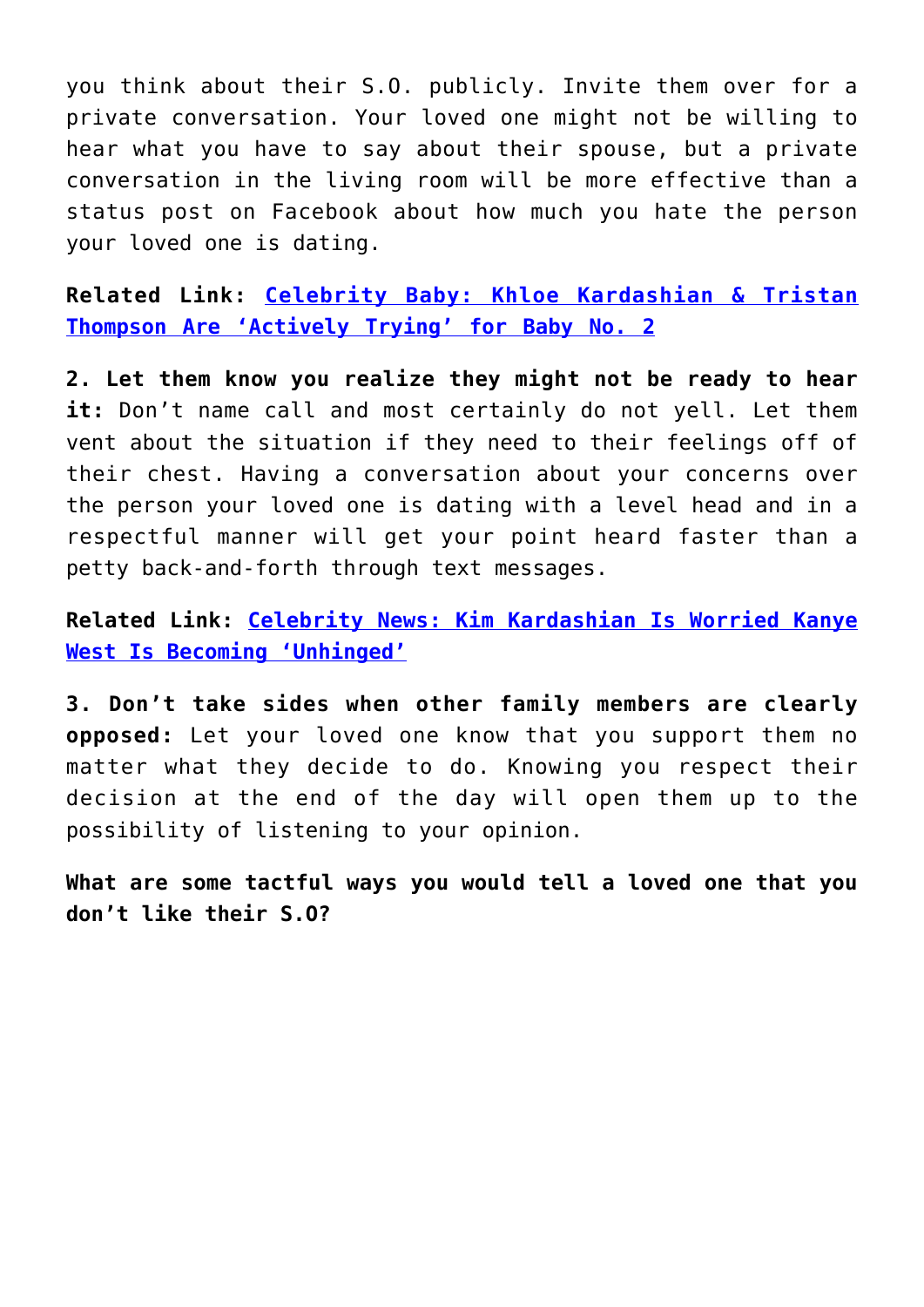you think about their S.O. publicly. Invite them over for a private conversation. Your loved one might not be willing to hear what you have to say about their spouse, but a private conversation in the living room will be more effective than a status post on Facebook about how much you hate the person your loved one is dating.

**Related Link:** [Celebrity Baby: Khloe Kardashian & Tristan Thompson Are 'Actively Trying' for Baby No. 2]()

**2. Let them know you realize they might not be ready to hear it:** Don't name call and most certainly do not yell. Let them vent about the situation if they need to their feelings off of their chest. Having a conversation about your concerns over the person your loved one is dating with a level head and in a respectful manner will get your point heard faster than a petty back-and-forth through text messages.

**Related Link:** [Celebrity News: Kim Kardashian Is Worried Kanye West Is Becoming 'Unhinged']()

**3. Don't take sides when other family members are clearly opposed:** Let your loved one know that you support them no matter what they decide to do. Knowing you respect their decision at the end of the day will open them up to the possibility of listening to your opinion.

**What are some tactful ways you would tell a loved one that you don't like their S.O?**